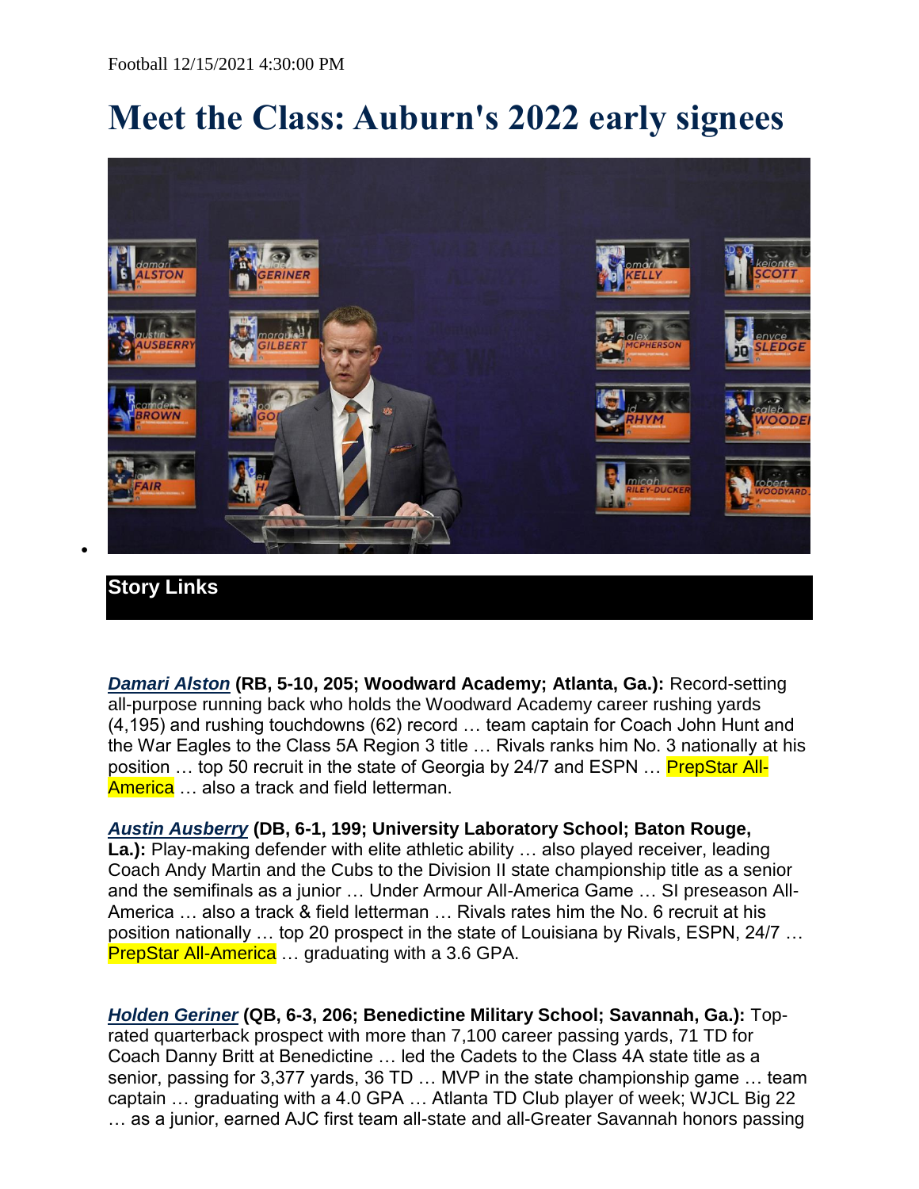Football 12/15/2021 4:30:00 PM

# Meet the Class: Auburn's 2022 early signees

## Story Links

***Damari Alston*** **(RB, 5-10, 205; Woodward Academy; Atlanta, Ga.):** Record-setting all-purpose running back who holds the Woodward Academy career rushing yards (4,195) and rushing touchdowns (62) record … team captain for Coach John Hunt and the War Eagles to the Class 5A Region 3 title … Rivals ranks him No. 3 nationally at his position … top 50 recruit in the state of Georgia by 24/7 and ESPN … PrepStar All-America … also a track and field letterman.

***Austin Ausberry*** **(DB, 6-1, 199; University Laboratory School; Baton Rouge, La.):** Play-making defender with elite athletic ability … also played receiver, leading Coach Andy Martin and the Cubs to the Division II state championship title as a senior and the semifinals as a junior … Under Armour All-America Game … SI preseason All-America … also a track & field letterman … Rivals rates him the No. 6 recruit at his position nationally … top 20 prospect in the state of Louisiana by Rivals, ESPN, 24/7 … PrepStar All-America … graduating with a 3.6 GPA.

***Holden Geriner*** **(QB, 6-3, 206; Benedictine Military School; Savannah, Ga.):** Top-rated quarterback prospect with more than 7,100 career passing yards, 71 TD for Coach Danny Britt at Benedictine … led the Cadets to the Class 4A state title as a senior, passing for 3,377 yards, 36 TD … MVP in the state championship game … team captain … graduating with a 4.0 GPA … Atlanta TD Club player of week; WJCL Big 22 … as a junior, earned AJC first team all-state and all-Greater Savannah honors passing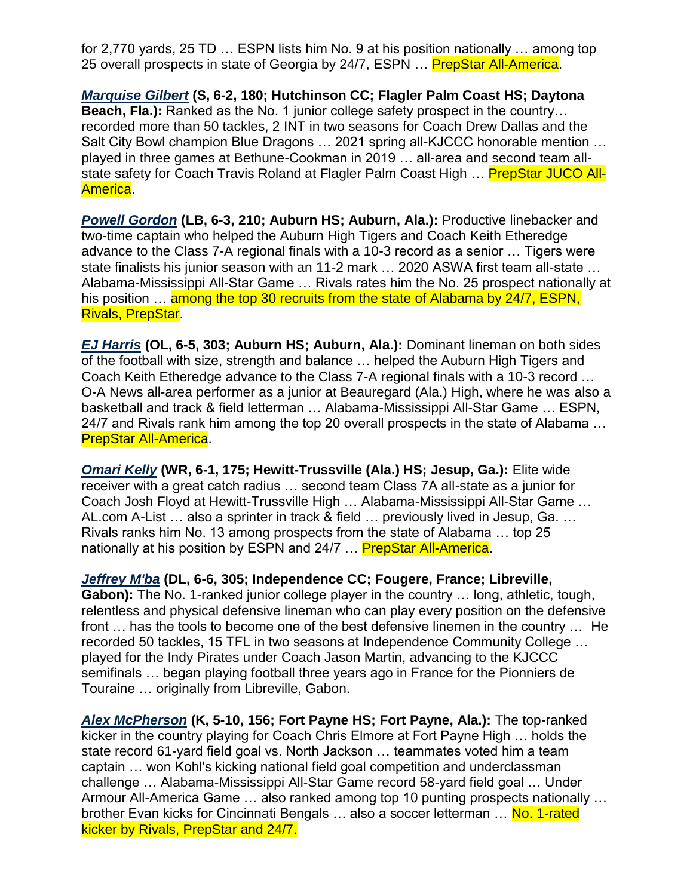for 2,770 yards, 25 TD … ESPN lists him No. 9 at his position nationally … among top 25 overall prospects in state of Georgia by 24/7, ESPN … PrepStar All-America.

***Marquise Gilbert*** **(S, 6-2, 180; Hutchinson CC; Flagler Palm Coast HS; Daytona Beach, Fla.):** Ranked as the No. 1 junior college safety prospect in the country… recorded more than 50 tackles, 2 INT in two seasons for Coach Drew Dallas and the Salt City Bowl champion Blue Dragons … 2021 spring all-KJCCC honorable mention … played in three games at Bethune-Cookman in 2019 … all-area and second team all-state safety for Coach Travis Roland at Flagler Palm Coast High … PrepStar JUCO All-America.

***Powell Gordon*** **(LB, 6-3, 210; Auburn HS; Auburn, Ala.):** Productive linebacker and two-time captain who helped the Auburn High Tigers and Coach Keith Etheredge advance to the Class 7-A regional finals with a 10-3 record as a senior … Tigers were state finalists his junior season with an 11-2 mark … 2020 ASWA first team all-state … Alabama-Mississippi All-Star Game … Rivals rates him the No. 25 prospect nationally at his position … among the top 30 recruits from the state of Alabama by 24/7, ESPN, Rivals, PrepStar.

***EJ Harris*** **(OL, 6-5, 303; Auburn HS; Auburn, Ala.):** Dominant lineman on both sides of the football with size, strength and balance … helped the Auburn High Tigers and Coach Keith Etheredge advance to the Class 7-A regional finals with a 10-3 record … O-A News all-area performer as a junior at Beauregard (Ala.) High, where he was also a basketball and track & field letterman … Alabama-Mississippi All-Star Game … ESPN, 24/7 and Rivals rank him among the top 20 overall prospects in the state of Alabama … PrepStar All-America.

***Omari Kelly*** **(WR, 6-1, 175; Hewitt-Trussville (Ala.) HS; Jesup, Ga.):** Elite wide receiver with a great catch radius … second team Class 7A all-state as a junior for Coach Josh Floyd at Hewitt-Trussville High … Alabama-Mississippi All-Star Game … AL.com A-List … also a sprinter in track & field … previously lived in Jesup, Ga. … Rivals ranks him No. 13 among prospects from the state of Alabama … top 25 nationally at his position by ESPN and 24/7 … PrepStar All-America.

***Jeffrey M'ba*** **(DL, 6-6, 305; Independence CC; Fougere, France; Libreville, Gabon):** The No. 1-ranked junior college player in the country … long, athletic, tough, relentless and physical defensive lineman who can play every position on the defensive front … has the tools to become one of the best defensive linemen in the country … He recorded 50 tackles, 15 TFL in two seasons at Independence Community College … played for the Indy Pirates under Coach Jason Martin, advancing to the KJCCC semifinals … began playing football three years ago in France for the Pionniers de Touraine … originally from Libreville, Gabon.

***Alex McPherson*** **(K, 5-10, 156; Fort Payne HS; Fort Payne, Ala.):** The top-ranked kicker in the country playing for Coach Chris Elmore at Fort Payne High … holds the state record 61-yard field goal vs. North Jackson … teammates voted him a team captain … won Kohl's kicking national field goal competition and underclassman challenge … Alabama-Mississippi All-Star Game record 58-yard field goal … Under Armour All-America Game … also ranked among top 10 punting prospects nationally … brother Evan kicks for Cincinnati Bengals … also a soccer letterman … No. 1-rated kicker by Rivals, PrepStar and 24/7.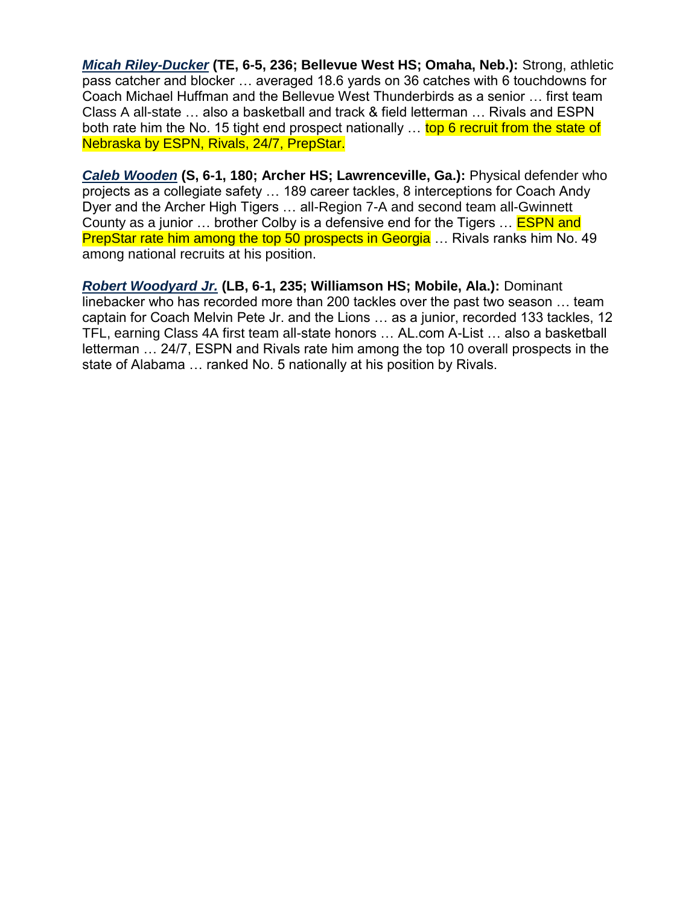***Micah Riley-Ducker*** **(TE, 6-5, 236; Bellevue West HS; Omaha, Neb.):** Strong, athletic pass catcher and blocker … averaged 18.6 yards on 36 catches with 6 touchdowns for Coach Michael Huffman and the Bellevue West Thunderbirds as a senior … first team Class A all-state … also a basketball and track & field letterman … Rivals and ESPN both rate him the No. 15 tight end prospect nationally … top 6 recruit from the state of Nebraska by ESPN, Rivals, 24/7, PrepStar.

***Caleb Wooden*** **(S, 6-1, 180; Archer HS; Lawrenceville, Ga.):** Physical defender who projects as a collegiate safety … 189 career tackles, 8 interceptions for Coach Andy Dyer and the Archer High Tigers … all-Region 7-A and second team all-Gwinnett County as a junior … brother Colby is a defensive end for the Tigers … ESPN and PrepStar rate him among the top 50 prospects in Georgia … Rivals ranks him No. 49 among national recruits at his position.

***Robert Woodyard Jr.*** **(LB, 6-1, 235; Williamson HS; Mobile, Ala.):** Dominant linebacker who has recorded more than 200 tackles over the past two season … team captain for Coach Melvin Pete Jr. and the Lions … as a junior, recorded 133 tackles, 12 TFL, earning Class 4A first team all-state honors … AL.com A-List … also a basketball letterman … 24/7, ESPN and Rivals rate him among the top 10 overall prospects in the state of Alabama … ranked No. 5 nationally at his position by Rivals.